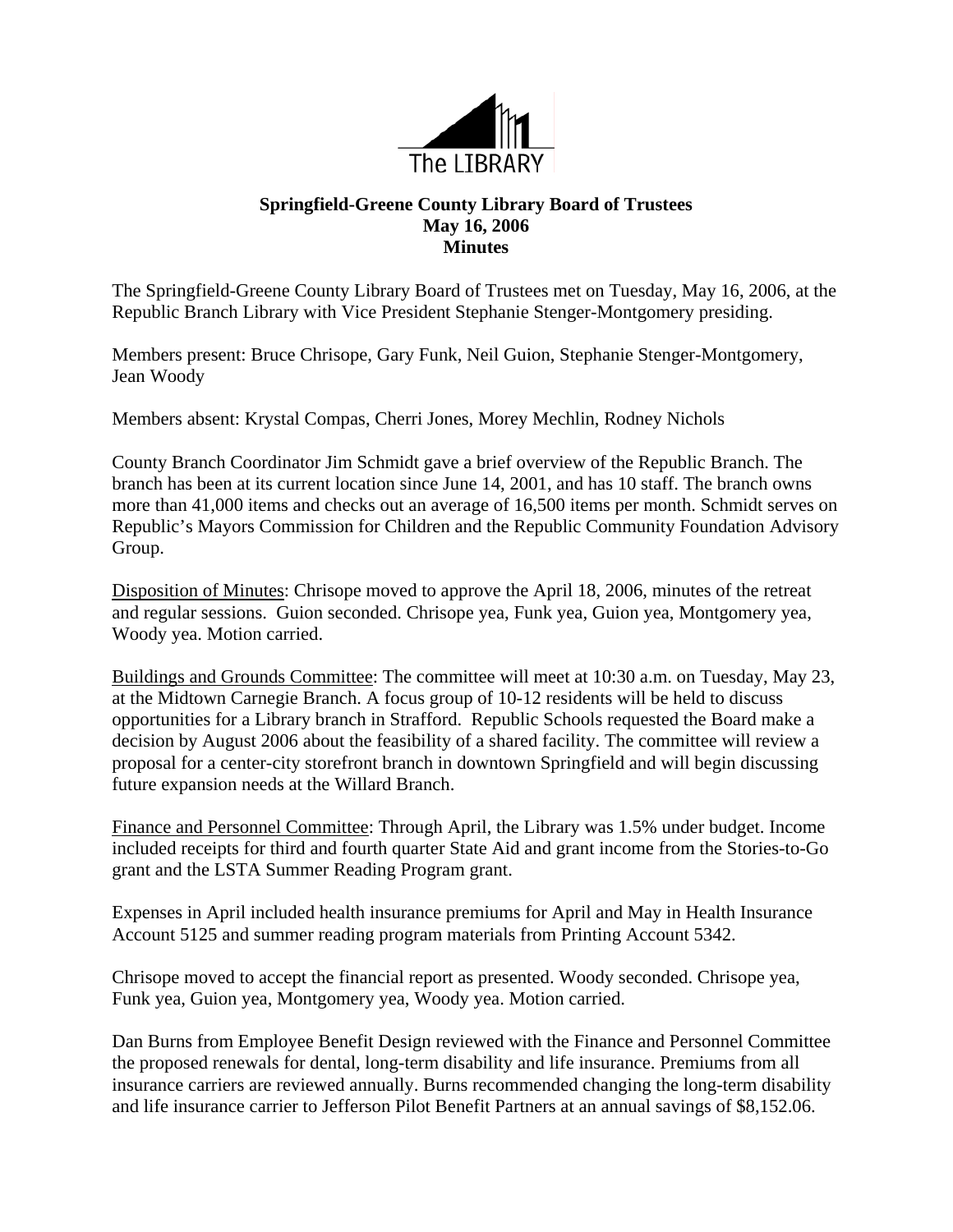The LIBRARY

**Springfield-Greene County Library Board of Trustees**
**May 16, 2006**
**Minutes**

The Springfield-Greene County Library Board of Trustees met on Tuesday, May 16, 2006, at the Republic Branch Library with Vice President Stephanie Stenger-Montgomery presiding.

Members present: Bruce Chrisope, Gary Funk, Neil Guion, Stephanie Stenger-Montgomery, Jean Woody

Members absent: Krystal Compas, Cherri Jones, Morey Mechlin, Rodney Nichols

County Branch Coordinator Jim Schmidt gave a brief overview of the Republic Branch. The branch has been at its current location since June 14, 2001, and has 10 staff. The branch owns more than 41,000 items and checks out an average of 16,500 items per month. Schmidt serves on Republic's Mayors Commission for Children and the Republic Community Foundation Advisory Group.

Disposition of Minutes: Chrisope moved to approve the April 18, 2006, minutes of the retreat and regular sessions. Guion seconded. Chrisope yea, Funk yea, Guion yea, Montgomery yea, Woody yea. Motion carried.

Buildings and Grounds Committee: The committee will meet at 10:30 a.m. on Tuesday, May 23, at the Midtown Carnegie Branch. A focus group of 10-12 residents will be held to discuss opportunities for a Library branch in Strafford. Republic Schools requested the Board make a decision by August 2006 about the feasibility of a shared facility. The committee will review a proposal for a center-city storefront branch in downtown Springfield and will begin discussing future expansion needs at the Willard Branch.

Finance and Personnel Committee: Through April, the Library was 1.5% under budget. Income included receipts for third and fourth quarter State Aid and grant income from the Stories-to-Go grant and the LSTA Summer Reading Program grant.

Expenses in April included health insurance premiums for April and May in Health Insurance Account 5125 and summer reading program materials from Printing Account 5342.

Chrisope moved to accept the financial report as presented. Woody seconded. Chrisope yea, Funk yea, Guion yea, Montgomery yea, Woody yea. Motion carried.

Dan Burns from Employee Benefit Design reviewed with the Finance and Personnel Committee the proposed renewals for dental, long-term disability and life insurance. Premiums from all insurance carriers are reviewed annually. Burns recommended changing the long-term disability and life insurance carrier to Jefferson Pilot Benefit Partners at an annual savings of $8,152.06.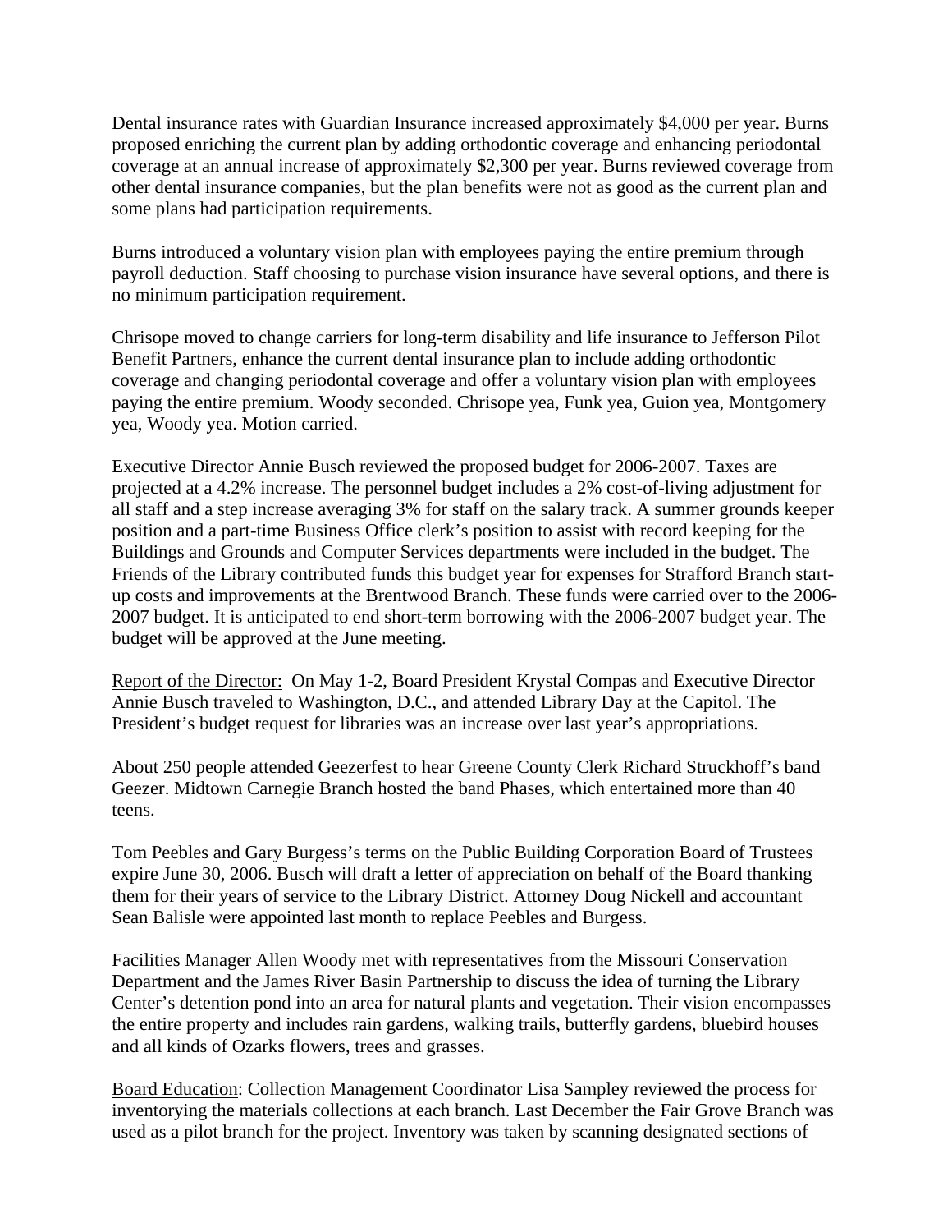Dental insurance rates with Guardian Insurance increased approximately $4,000 per year. Burns proposed enriching the current plan by adding orthodontic coverage and enhancing periodontal coverage at an annual increase of approximately $2,300 per year. Burns reviewed coverage from other dental insurance companies, but the plan benefits were not as good as the current plan and some plans had participation requirements.

Burns introduced a voluntary vision plan with employees paying the entire premium through payroll deduction. Staff choosing to purchase vision insurance have several options, and there is no minimum participation requirement.

Chrisope moved to change carriers for long-term disability and life insurance to Jefferson Pilot Benefit Partners, enhance the current dental insurance plan to include adding orthodontic coverage and changing periodontal coverage and offer a voluntary vision plan with employees paying the entire premium. Woody seconded. Chrisope yea, Funk yea, Guion yea, Montgomery yea, Woody yea. Motion carried.

Executive Director Annie Busch reviewed the proposed budget for 2006-2007. Taxes are projected at a 4.2% increase. The personnel budget includes a 2% cost-of-living adjustment for all staff and a step increase averaging 3% for staff on the salary track. A summer grounds keeper position and a part-time Business Office clerk's position to assist with record keeping for the Buildings and Grounds and Computer Services departments were included in the budget. The Friends of the Library contributed funds this budget year for expenses for Strafford Branch start-up costs and improvements at the Brentwood Branch. These funds were carried over to the 2006-2007 budget. It is anticipated to end short-term borrowing with the 2006-2007 budget year. The budget will be approved at the June meeting.

Report of the Director: On May 1-2, Board President Krystal Compas and Executive Director Annie Busch traveled to Washington, D.C., and attended Library Day at the Capitol. The President's budget request for libraries was an increase over last year's appropriations.

About 250 people attended Geezerfest to hear Greene County Clerk Richard Struckhoff's band Geezer. Midtown Carnegie Branch hosted the band Phases, which entertained more than 40 teens.

Tom Peebles and Gary Burgess's terms on the Public Building Corporation Board of Trustees expire June 30, 2006. Busch will draft a letter of appreciation on behalf of the Board thanking them for their years of service to the Library District. Attorney Doug Nickell and accountant Sean Balisle were appointed last month to replace Peebles and Burgess.

Facilities Manager Allen Woody met with representatives from the Missouri Conservation Department and the James River Basin Partnership to discuss the idea of turning the Library Center's detention pond into an area for natural plants and vegetation. Their vision encompasses the entire property and includes rain gardens, walking trails, butterfly gardens, bluebird houses and all kinds of Ozarks flowers, trees and grasses.

Board Education: Collection Management Coordinator Lisa Sampley reviewed the process for inventorying the materials collections at each branch. Last December the Fair Grove Branch was used as a pilot branch for the project. Inventory was taken by scanning designated sections of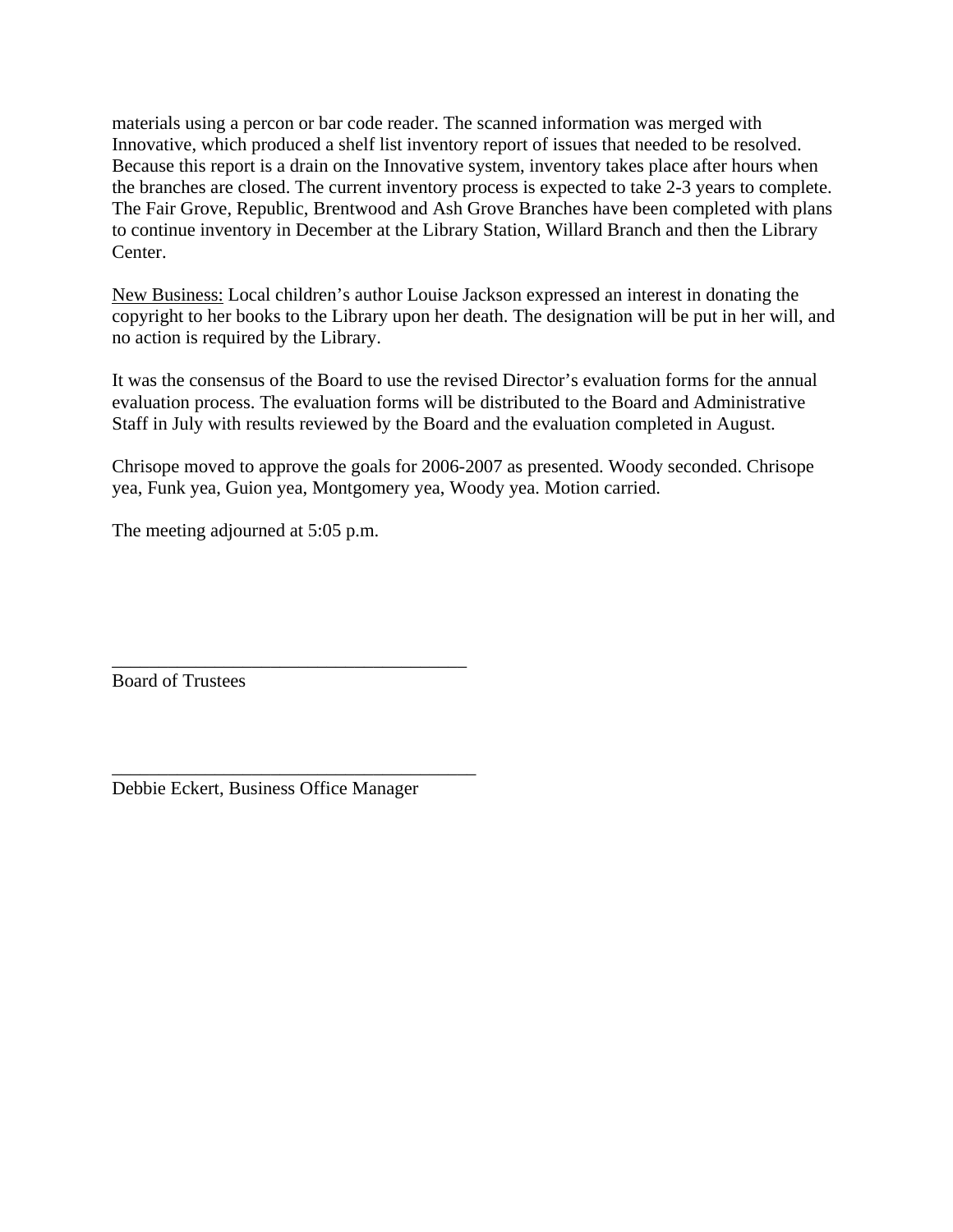materials using a percon or bar code reader. The scanned information was merged with Innovative, which produced a shelf list inventory report of issues that needed to be resolved. Because this report is a drain on the Innovative system, inventory takes place after hours when the branches are closed. The current inventory process is expected to take 2-3 years to complete. The Fair Grove, Republic, Brentwood and Ash Grove Branches have been completed with plans to continue inventory in December at the Library Station, Willard Branch and then the Library Center.

<u>New Business:</u> Local children's author Louise Jackson expressed an interest in donating the copyright to her books to the Library upon her death. The designation will be put in her will, and no action is required by the Library.

It was the consensus of the Board to use the revised Director's evaluation forms for the annual evaluation process. The evaluation forms will be distributed to the Board and Administrative Staff in July with results reviewed by the Board and the evaluation completed in August.

Chrisope moved to approve the goals for 2006-2007 as presented. Woody seconded. Chrisope yea, Funk yea, Guion yea, Montgomery yea, Woody yea. Motion carried.

The meeting adjourned at 5:05 p.m.

_______________________________________
Board of Trustees

_______________________________________
Debbie Eckert, Business Office Manager